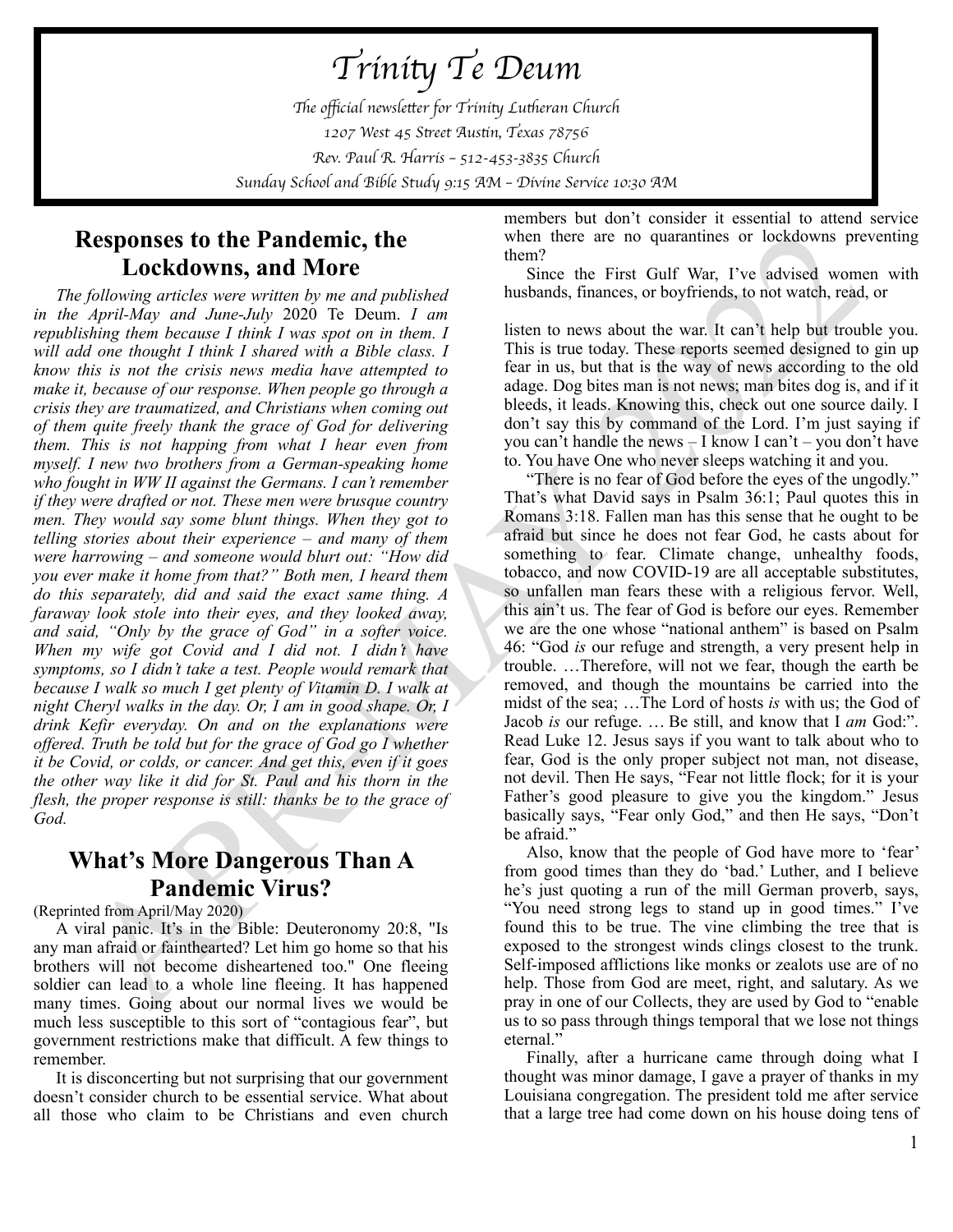# Trinity Te Deum

*The official newsletter for Trinity Lutheran Church*
*1207 West 45 Street Austin, Texas 78756*
*Rev. Paul R. Harris – 512-453-3835 Church*
*Sunday School and Bible Study 9:15 AM – Divine Service 10:30 AM*

## Responses to the Pandemic, the Lockdowns, and More

*The following articles were written by me and published in the April-May and June-July* 2020 Te Deum. *I am republishing them because I think I was spot on in them. I will add one thought I think I shared with a Bible class. I know this is not the crisis news media have attempted to make it, because of our response. When people go through a crisis they are traumatized, and Christians when coming out of them quite freely thank the grace of God for delivering them. This is not happing from what I hear even from myself. I new two brothers from a German-speaking home who fought in WW II against the Germans. I can't remember if they were drafted or not. These men were brusque country men. They would say some blunt things. When they got to telling stories about their experience – and many of them were harrowing – and someone would blurt out: "How did you ever make it home from that?" Both men, I heard them do this separately, did and said the exact same thing. A faraway look stole into their eyes, and they looked away, and said, "Only by the grace of God" in a softer voice. When my wife got Covid and I did not. I didn't have symptoms, so I didn't take a test. People would remark that because I walk so much I get plenty of Vitamin D. I walk at night Cheryl walks in the day. Or, I am in good shape. Or, I drink Kefir everyday. On and on the explanations were offered. Truth be told but for the grace of God go I whether it be Covid, or colds, or cancer. And get this, even if it goes the other way like it did for St. Paul and his thorn in the flesh, the proper response is still: thanks be to the grace of God.*

## What's More Dangerous Than A Pandemic Virus?

(Reprinted from April/May 2020)

A viral panic. It's in the Bible: Deuteronomy 20:8, "Is any man afraid or fainthearted? Let him go home so that his brothers will not become disheartened too." One fleeing soldier can lead to a whole line fleeing. It has happened many times. Going about our normal lives we would be much less susceptible to this sort of "contagious fear", but government restrictions make that difficult. A few things to remember.

It is disconcerting but not surprising that our government doesn't consider church to be essential service. What about all those who claim to be Christians and even church members but don't consider it essential to attend service when there are no quarantines or lockdowns preventing them?

Since the First Gulf War, I've advised women with husbands, finances, or boyfriends, to not watch, read, or listen to news about the war. It can't help but trouble you. This is true today. These reports seemed designed to gin up fear in us, but that is the way of news according to the old adage. Dog bites man is not news; man bites dog is, and if it bleeds, it leads. Knowing this, check out one source daily. I don't say this by command of the Lord. I'm just saying if you can't handle the news – I know I can't – you don't have to. You have One who never sleeps watching it and you.

"There is no fear of God before the eyes of the ungodly." That's what David says in Psalm 36:1; Paul quotes this in Romans 3:18. Fallen man has this sense that he ought to be afraid but since he does not fear God, he casts about for something to fear. Climate change, unhealthy foods, tobacco, and now COVID-19 are all acceptable substitutes, so unfallen man fears these with a religious fervor. Well, this ain't us. The fear of God is before our eyes. Remember we are the one whose "national anthem" is based on Psalm 46: "God *is* our refuge and strength, a very present help in trouble. …Therefore, will not we fear, though the earth be removed, and though the mountains be carried into the midst of the sea; …The Lord of hosts *is* with us; the God of Jacob *is* our refuge. … Be still, and know that I *am* God:". Read Luke 12. Jesus says if you want to talk about who to fear, God is the only proper subject not man, not disease, not devil. Then He says, "Fear not little flock; for it is your Father's good pleasure to give you the kingdom." Jesus basically says, "Fear only God," and then He says, "Don't be afraid."

Also, know that the people of God have more to 'fear' from good times than they do 'bad.' Luther, and I believe he's just quoting a run of the mill German proverb, says, "You need strong legs to stand up in good times." I've found this to be true. The vine climbing the tree that is exposed to the strongest winds clings closest to the trunk. Self-imposed afflictions like monks or zealots use are of no help. Those from God are meet, right, and salutary. As we pray in one of our Collects, they are used by God to "enable us to so pass through things temporal that we lose not things eternal."

Finally, after a hurricane came through doing what I thought was minor damage, I gave a prayer of thanks in my Louisiana congregation. The president told me after service that a large tree had come down on his house doing tens of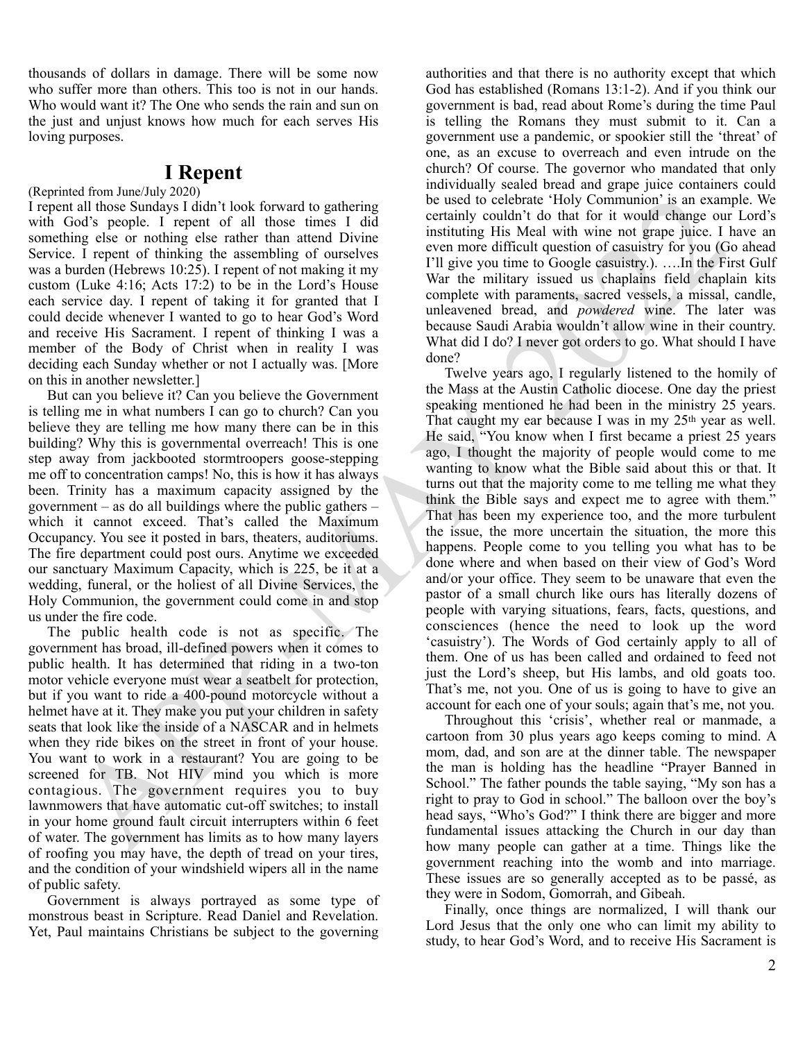thousands of dollars in damage. There will be some now who suffer more than others. This too is not in our hands. Who would want it? The One who sends the rain and sun on the just and unjust knows how much for each serves His loving purposes.

## I Repent

(Reprinted from June/July 2020)

I repent all those Sundays I didn't look forward to gathering with God's people. I repent of all those times I did something else or nothing else rather than attend Divine Service. I repent of thinking the assembling of ourselves was a burden (Hebrews 10:25). I repent of not making it my custom (Luke 4:16; Acts 17:2) to be in the Lord's House each service day. I repent of taking it for granted that I could decide whenever I wanted to go to hear God's Word and receive His Sacrament. I repent of thinking I was a member of the Body of Christ when in reality I was deciding each Sunday whether or not I actually was. [More on this in another newsletter.]

But can you believe it? Can you believe the Government is telling me in what numbers I can go to church? Can you believe they are telling me how many there can be in this building? Why this is governmental overreach! This is one step away from jackbooted stormtroopers goose-stepping me off to concentration camps! No, this is how it has always been. Trinity has a maximum capacity assigned by the government – as do all buildings where the public gathers – which it cannot exceed. That's called the Maximum Occupancy. You see it posted in bars, theaters, auditoriums. The fire department could post ours. Anytime we exceeded our sanctuary Maximum Capacity, which is 225, be it at a wedding, funeral, or the holiest of all Divine Services, the Holy Communion, the government could come in and stop us under the fire code.

The public health code is not as specific. The government has broad, ill-defined powers when it comes to public health. It has determined that riding in a two-ton motor vehicle everyone must wear a seatbelt for protection, but if you want to ride a 400-pound motorcycle without a helmet have at it. They make you put your children in safety seats that look like the inside of a NASCAR and in helmets when they ride bikes on the street in front of your house. You want to work in a restaurant? You are going to be screened for TB. Not HIV mind you which is more contagious. The government requires you to buy lawnmowers that have automatic cut-off switches; to install in your home ground fault circuit interrupters within 6 feet of water. The government has limits as to how many layers of roofing you may have, the depth of tread on your tires, and the condition of your windshield wipers all in the name of public safety.

Government is always portrayed as some type of monstrous beast in Scripture. Read Daniel and Revelation. Yet, Paul maintains Christians be subject to the governing authorities and that there is no authority except that which God has established (Romans 13:1-2). And if you think our government is bad, read about Rome's during the time Paul is telling the Romans they must submit to it. Can a government use a pandemic, or spookier still the 'threat' of one, as an excuse to overreach and even intrude on the church? Of course. The governor who mandated that only individually sealed bread and grape juice containers could be used to celebrate 'Holy Communion' is an example. We certainly couldn't do that for it would change our Lord's instituting His Meal with wine not grape juice. I have an even more difficult question of casuistry for you (Go ahead I'll give you time to Google casuistry.). ….In the First Gulf War the military issued us chaplains field chaplain kits complete with paraments, sacred vessels, a missal, candle, unleavened bread, and *powdered* wine. The later was because Saudi Arabia wouldn't allow wine in their country. What did I do? I never got orders to go. What should I have done?

Twelve years ago, I regularly listened to the homily of the Mass at the Austin Catholic diocese. One day the priest speaking mentioned he had been in the ministry 25 years. That caught my ear because I was in my 25th year as well. He said, "You know when I first became a priest 25 years ago, I thought the majority of people would come to me wanting to know what the Bible said about this or that. It turns out that the majority come to me telling me what they think the Bible says and expect me to agree with them." That has been my experience too, and the more turbulent the issue, the more uncertain the situation, the more this happens. People come to you telling you what has to be done where and when based on their view of God's Word and/or your office. They seem to be unaware that even the pastor of a small church like ours has literally dozens of people with varying situations, fears, facts, questions, and consciences (hence the need to look up the word 'casuistry'). The Words of God certainly apply to all of them. One of us has been called and ordained to feed not just the Lord's sheep, but His lambs, and old goats too. That's me, not you. One of us is going to have to give an account for each one of your souls; again that's me, not you.

Throughout this 'crisis', whether real or manmade, a cartoon from 30 plus years ago keeps coming to mind. A mom, dad, and son are at the dinner table. The newspaper the man is holding has the headline "Prayer Banned in School." The father pounds the table saying, "My son has a right to pray to God in school." The balloon over the boy's head says, "Who's God?" I think there are bigger and more fundamental issues attacking the Church in our day than how many people can gather at a time. Things like the government reaching into the womb and into marriage. These issues are so generally accepted as to be passé, as they were in Sodom, Gomorrah, and Gibeah.

Finally, once things are normalized, I will thank our Lord Jesus that the only one who can limit my ability to study, to hear God's Word, and to receive His Sacrament is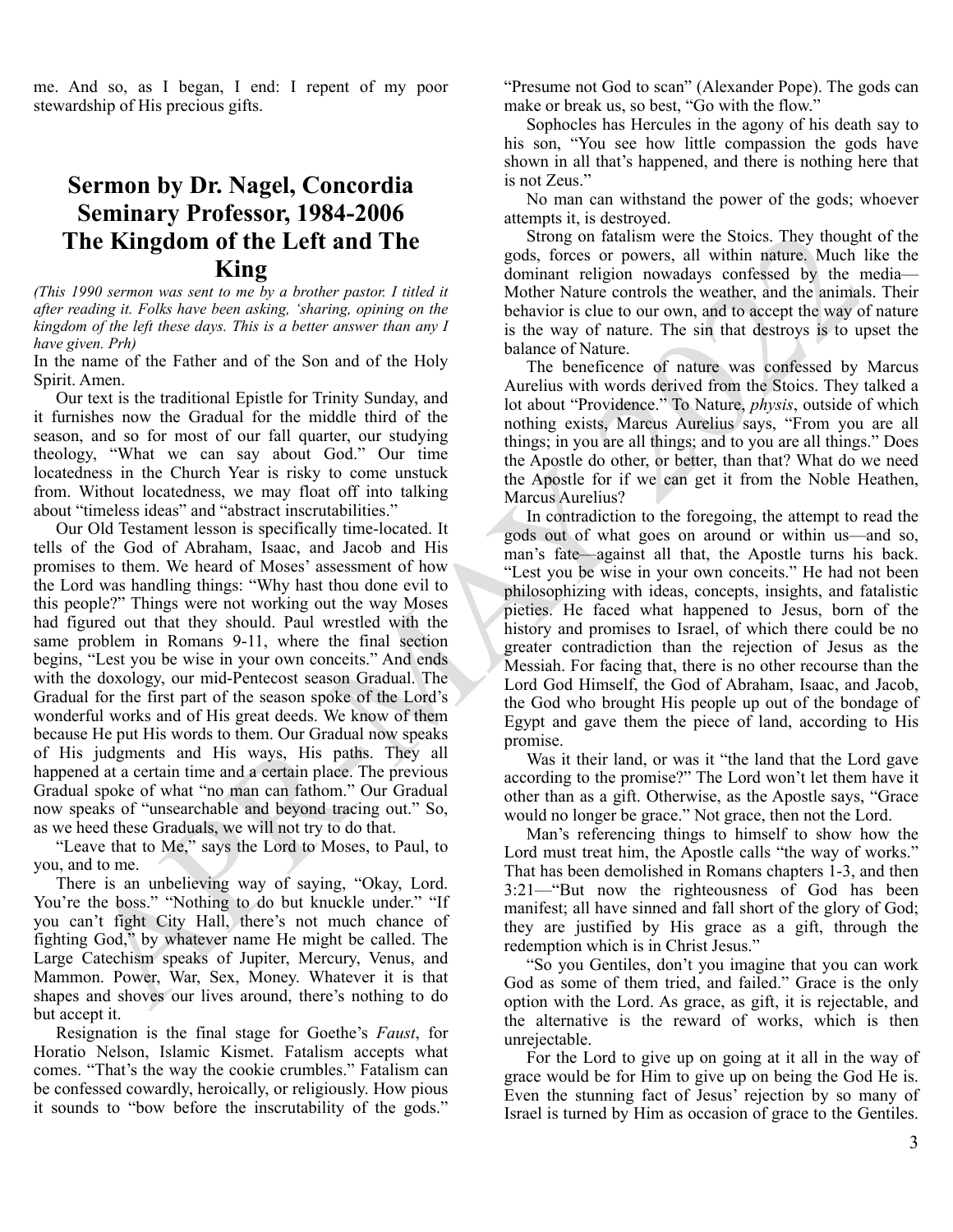me. And so, as I began, I end: I repent of my poor stewardship of His precious gifts.

## Sermon by Dr. Nagel, Concordia Seminary Professor, 1984-2006 The Kingdom of the Left and The King

*(This 1990 sermon was sent to me by a brother pastor. I titled it after reading it. Folks have been asking, 'sharing, opining on the kingdom of the left these days. This is a better answer than any I have given. Prh)*

In the name of the Father and of the Son and of the Holy Spirit. Amen.

Our text is the traditional Epistle for Trinity Sunday, and it furnishes now the Gradual for the middle third of the season, and so for most of our fall quarter, our studying theology, "What we can say about God." Our time locatedness in the Church Year is risky to come unstuck from. Without locatedness, we may float off into talking about "timeless ideas" and "abstract inscrutabilities."

Our Old Testament lesson is specifically time-located. It tells of the God of Abraham, Isaac, and Jacob and His promises to them. We heard of Moses' assessment of how the Lord was handling things: "Why hast thou done evil to this people?" Things were not working out the way Moses had figured out that they should. Paul wrestled with the same problem in Romans 9-11, where the final section begins, "Lest you be wise in your own conceits." And ends with the doxology, our mid-Pentecost season Gradual. The Gradual for the first part of the season spoke of the Lord's wonderful works and of His great deeds. We know of them because He put His words to them. Our Gradual now speaks of His judgments and His ways, His paths. They all happened at a certain time and a certain place. The previous Gradual spoke of what "no man can fathom." Our Gradual now speaks of "unsearchable and beyond tracing out." So, as we heed these Graduals, we will not try to do that.

"Leave that to Me," says the Lord to Moses, to Paul, to you, and to me.

There is an unbelieving way of saying, "Okay, Lord. You're the boss." "Nothing to do but knuckle under." "If you can't fight City Hall, there's not much chance of fighting God," by whatever name He might be called. The Large Catechism speaks of Jupiter, Mercury, Venus, and Mammon. Power, War, Sex, Money. Whatever it is that shapes and shoves our lives around, there's nothing to do but accept it.

Resignation is the final stage for Goethe's *Faust*, for Horatio Nelson, Islamic Kismet. Fatalism accepts what comes. "That's the way the cookie crumbles." Fatalism can be confessed cowardly, heroically, or religiously. How pious it sounds to "bow before the inscrutability of the gods." "Presume not God to scan" (Alexander Pope). The gods can make or break us, so best, "Go with the flow."

Sophocles has Hercules in the agony of his death say to his son, "You see how little compassion the gods have shown in all that's happened, and there is nothing here that is not Zeus."

No man can withstand the power of the gods; whoever attempts it, is destroyed.

Strong on fatalism were the Stoics. They thought of the gods, forces or powers, all within nature. Much like the dominant religion nowadays confessed by the media—Mother Nature controls the weather, and the animals. Their behavior is clue to our own, and to accept the way of nature is the way of nature. The sin that destroys is to upset the balance of Nature.

The beneficence of nature was confessed by Marcus Aurelius with words derived from the Stoics. They talked a lot about "Providence." To Nature, *physis*, outside of which nothing exists, Marcus Aurelius says, "From you are all things; in you are all things; and to you are all things." Does the Apostle do other, or better, than that? What do we need the Apostle for if we can get it from the Noble Heathen, Marcus Aurelius?

In contradiction to the foregoing, the attempt to read the gods out of what goes on around or within us—and so, man's fate—against all that, the Apostle turns his back. "Lest you be wise in your own conceits." He had not been philosophizing with ideas, concepts, insights, and fatalistic pieties. He faced what happened to Jesus, born of the history and promises to Israel, of which there could be no greater contradiction than the rejection of Jesus as the Messiah. For facing that, there is no other recourse than the Lord God Himself, the God of Abraham, Isaac, and Jacob, the God who brought His people up out of the bondage of Egypt and gave them the piece of land, according to His promise.

Was it their land, or was it "the land that the Lord gave according to the promise?" The Lord won't let them have it other than as a gift. Otherwise, as the Apostle says, "Grace would no longer be grace." Not grace, then not the Lord.

Man's referencing things to himself to show how the Lord must treat him, the Apostle calls "the way of works." That has been demolished in Romans chapters 1-3, and then 3:21—"But now the righteousness of God has been manifest; all have sinned and fall short of the glory of God; they are justified by His grace as a gift, through the redemption which is in Christ Jesus."

"So you Gentiles, don't you imagine that you can work God as some of them tried, and failed." Grace is the only option with the Lord. As grace, as gift, it is rejectable, and the alternative is the reward of works, which is then unrejectable.

For the Lord to give up on going at it all in the way of grace would be for Him to give up on being the God He is. Even the stunning fact of Jesus' rejection by so many of Israel is turned by Him as occasion of grace to the Gentiles.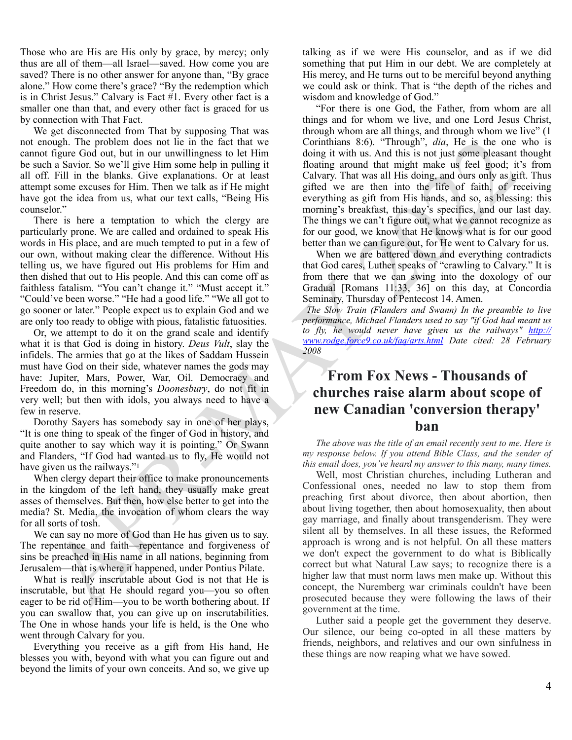Those who are His are His only by grace, by mercy; only thus are all of them—all Israel—saved. How come you are saved? There is no other answer for anyone than, "By grace alone." How come there's grace? "By the redemption which is in Christ Jesus." Calvary is Fact #1. Every other fact is a smaller one than that, and every other fact is graced for us by connection with That Fact.

We get disconnected from That by supposing That was not enough. The problem does not lie in the fact that we cannot figure God out, but in our unwillingness to let Him be such a Savior. So we'll give Him some help in pulling it all off. Fill in the blanks. Give explanations. Or at least attempt some excuses for Him. Then we talk as if He might have got the idea from us, what our text calls, "Being His counselor."

There is here a temptation to which the clergy are particularly prone. We are called and ordained to speak His words in His place, and are much tempted to put in a few of our own, without making clear the difference. Without His telling us, we have figured out His problems for Him and then dished that out to His people. And this can come off as faithless fatalism. "You can't change it." "Must accept it." "Could've been worse." "He had a good life." "We all got to go sooner or later." People expect us to explain God and we are only too ready to oblige with pious, fatalistic fatuosities.

Or, we attempt to do it on the grand scale and identify what it is that God is doing in history. *Deus Vult*, slay the infidels. The armies that go at the likes of Saddam Hussein must have God on their side, whatever names the gods may have: Jupiter, Mars, Power, War, Oil. Democracy and Freedom do, in this morning's *Doonesbury*, do not fit in very well; but then with idols, you always need to have a few in reserve.

Dorothy Sayers has somebody say in one of her plays, "It is one thing to speak of the finger of God in history, and quite another to say which way it is pointing." Or Swann and Flanders, "If God had wanted us to fly, He would not have given us the railways."[1]

When clergy depart their office to make pronouncements in the kingdom of the left hand, they usually make great asses of themselves. But then, how else better to get into the media? St. Media, the invocation of whom clears the way for all sorts of tosh.

We can say no more of God than He has given us to say. The repentance and faith—repentance and forgiveness of sins be preached in His name in all nations, beginning from Jerusalem—that is where it happened, under Pontius Pilate.

What is really inscrutable about God is not that He is inscrutable, but that He should regard you—you so often eager to be rid of Him—you to be worth bothering about. If you can swallow that, you can give up on inscrutabilities. The One in whose hands your life is held, is the One who went through Calvary for you.

Everything you receive as a gift from His hand, He blesses you with, beyond with what you can figure out and beyond the limits of your own conceits. And so, we give up talking as if we were His counselor, and as if we did something that put Him in our debt. We are completely at His mercy, and He turns out to be merciful beyond anything we could ask or think. That is "the depth of the riches and wisdom and knowledge of God."

"For there is one God, the Father, from whom are all things and for whom we live, and one Lord Jesus Christ, through whom are all things, and through whom we live" (1 Corinthians 8:6). "Through", *dia*, He is the one who is doing it with us. And this is not just some pleasant thought floating around that might make us feel good; it's from Calvary. That was all His doing, and ours only as gift. Thus gifted we are then into the life of faith, of receiving everything as gift from His hands, and so, as blessing: this morning's breakfast, this day's specifics, and our last day. The things we can't figure out, what we cannot recognize as for our good, we know that He knows what is for our good better than we can figure out, for He went to Calvary for us.

When we are battered down and everything contradicts that God cares, Luther speaks of "crawling to Calvary." It is from there that we can swing into the doxology of our Gradual [Romans 11:33, 36] on this day, at Concordia Seminary, Thursday of Pentecost 14. Amen.

*The Slow Train (Flanders and Swann) In the preamble to live performance, Michael Flanders used to say "if God had meant us to fly, he would never have given us the railways" http://www.rodge.force9.co.uk/faq/arts.html Date cited: 28 February 2008*

## From Fox News - Thousands of churches raise alarm about scope of new Canadian 'conversion therapy' ban

*The above was the title of an email recently sent to me. Here is my response below. If you attend Bible Class, and the sender of this email does, you've heard my answer to this many, many times.*

Well, most Christian churches, including Lutheran and Confessional ones, needed no law to stop them from preaching first about divorce, then about abortion, then about living together, then about homosexuality, then about gay marriage, and finally about transgenderism. They were silent all by themselves. In all these issues, the Reformed approach is wrong and is not helpful. On all these matters we don't expect the government to do what is Biblically correct but what Natural Law says; to recognize there is a higher law that must norm laws men make up. Without this concept, the Nuremberg war criminals couldn't have been prosecuted because they were following the laws of their government at the time.

Luther said a people get the government they deserve. Our silence, our being co-opted in all these matters by friends, neighbors, and relatives and our own sinfulness in these things are now reaping what we have sowed.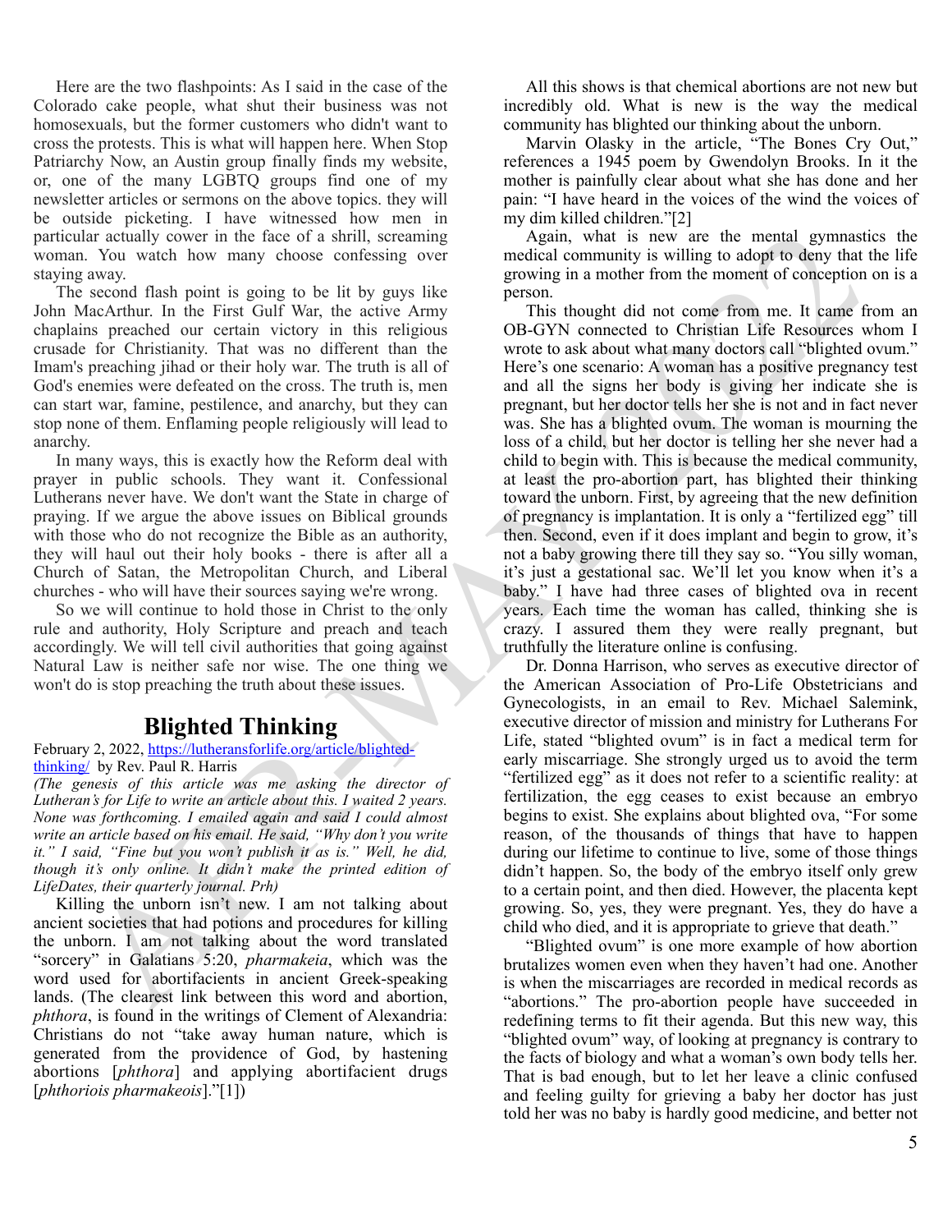Here are the two flashpoints: As I said in the case of the Colorado cake people, what shut their business was not homosexuals, but the former customers who didn't want to cross the protests. This is what will happen here. When Stop Patriarchy Now, an Austin group finally finds my website, or, one of the many LGBTQ groups find one of my newsletter articles or sermons on the above topics. they will be outside picketing. I have witnessed how men in particular actually cower in the face of a shrill, screaming woman. You watch how many choose confessing over staying away.

The second flash point is going to be lit by guys like John MacArthur. In the First Gulf War, the active Army chaplains preached our certain victory in this religious crusade for Christianity. That was no different than the Imam's preaching jihad or their holy war. The truth is all of God's enemies were defeated on the cross. The truth is, men can start war, famine, pestilence, and anarchy, but they can stop none of them. Enflaming people religiously will lead to anarchy.

In many ways, this is exactly how the Reform deal with prayer in public schools. They want it. Confessional Lutherans never have. We don't want the State in charge of praying. If we argue the above issues on Biblical grounds with those who do not recognize the Bible as an authority, they will haul out their holy books - there is after all a Church of Satan, the Metropolitan Church, and Liberal churches - who will have their sources saying we're wrong.

So we will continue to hold those in Christ to the only rule and authority, Holy Scripture and preach and teach accordingly. We will tell civil authorities that going against Natural Law is neither safe nor wise. The one thing we won't do is stop preaching the truth about these issues.

## Blighted Thinking

February 2, 2022, https://lutheransforlife.org/article/blighted-thinking/ by Rev. Paul R. Harris

*(The genesis of this article was me asking the director of Lutheran's for Life to write an article about this. I waited 2 years. None was forthcoming. I emailed again and said I could almost write an article based on his email. He said, "Why don't you write it." I said, "Fine but you won't publish it as is." Well, he did, though it's only online. It didn't make the printed edition of LifeDates, their quarterly journal. Prh)*

Killing the unborn isn't new. I am not talking about ancient societies that had potions and procedures for killing the unborn. I am not talking about the word translated "sorcery" in Galatians 5:20, *pharmakeia*, which was the word used for abortifacients in ancient Greek-speaking lands. (The clearest link between this word and abortion, *phthora*, is found in the writings of Clement of Alexandria: Christians do not "take away human nature, which is generated from the providence of God, by hastening abortions [*phthora*] and applying abortifacient drugs [*phthoriois pharmakeois*]."[1])

All this shows is that chemical abortions are not new but incredibly old. What is new is the way the medical community has blighted our thinking about the unborn.

Marvin Olasky in the article, "The Bones Cry Out," references a 1945 poem by Gwendolyn Brooks. In it the mother is painfully clear about what she has done and her pain: "I have heard in the voices of the wind the voices of my dim killed children."[2]

Again, what is new are the mental gymnastics the medical community is willing to adopt to deny that the life growing in a mother from the moment of conception on is a person.

This thought did not come from me. It came from an OB-GYN connected to Christian Life Resources whom I wrote to to ask about what many doctors call "blighted ovum." Here's one scenario: A woman has a positive pregnancy test and all the signs her body is giving her indicate she is pregnant, but her doctor tells her she is not and in fact never was. She has a blighted ovum. The woman is mourning the loss of a child, but her doctor is telling her she never had a child to begin with. This is because the medical community, at least the pro-abortion part, has blighted their thinking toward the unborn. First, by agreeing that the new definition of pregnancy is implantation. It is only a "fertilized egg" till then. Second, even if it does implant and begin to grow, it's not a baby growing there till they say so. "You silly woman, it's just a gestational sac. We'll let you know when it's a baby." I have had three cases of blighted ova in recent years. Each time the woman has called, thinking she is crazy. I assured them they were really pregnant, but truthfully the literature online is confusing.

Dr. Donna Harrison, who serves as executive director of the American Association of Pro-Life Obstetricians and Gynecologists, in an email to Rev. Michael Salemink, executive director of mission and ministry for Lutherans For Life, stated "blighted ovum" is in fact a medical term for early miscarriage. She strongly urged us to avoid the term "fertilized egg" as it does not refer to a scientific reality: at fertilization, the egg ceases to exist because an embryo begins to exist. She explains about blighted ova, "For some reason, of the thousands of things that have to happen during our lifetime to continue to live, some of those things didn't happen. So, the body of the embryo itself only grew to a certain point, and then died. However, the placenta kept growing. So, yes, they were pregnant. Yes, they do have a child who died, and it is appropriate to grieve that death."

"Blighted ovum" is one more example of how abortion brutalizes women even when they haven't had one. Another is when the miscarriages are recorded in medical records as "abortions." The pro-abortion people have succeeded in redefining terms to fit their agenda. But this new way, this "blighted ovum" way, of looking at pregnancy is contrary to the facts of biology and what a woman's own body tells her. That is bad enough, but to let her leave a clinic confused and feeling guilty for grieving a baby her doctor has just told her was no baby is hardly good medicine, and better not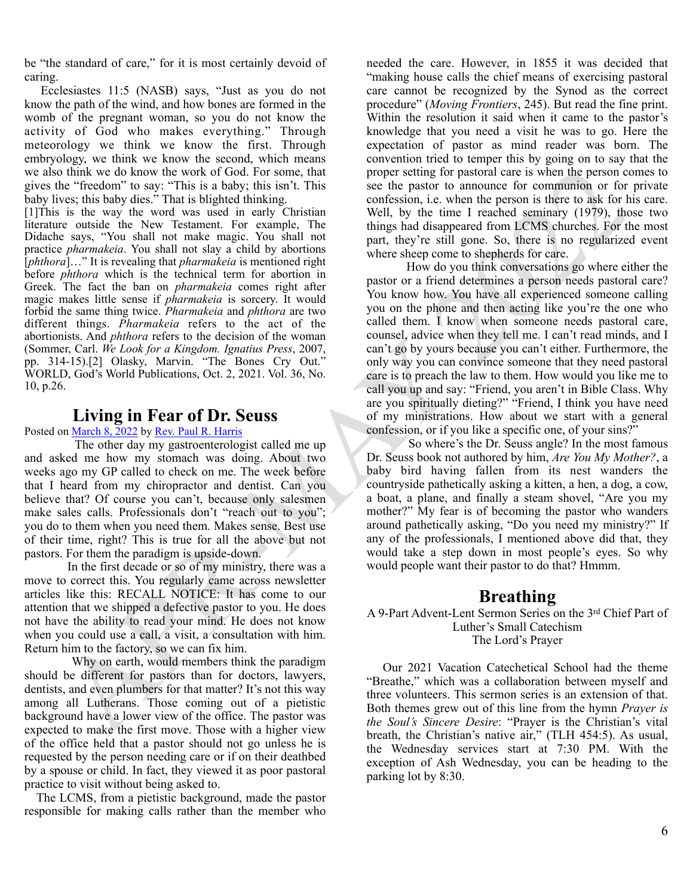be "the standard of care," for it is most certainly devoid of caring.

Ecclesiastes 11:5 (NASB) says, "Just as you do not know the path of the wind, and how bones are formed in the womb of the pregnant woman, so you do not know the activity of God who makes everything." Through meteorology we think we know the first. Through embryology, we think we know the second, which means we also think we do know the work of God. For some, that gives the "freedom" to say: "This is a baby; this isn't. This baby lives; this baby dies." That is blighted thinking.

[1]This is the way the word was used in early Christian literature outside the New Testament. For example, The Didache says, "You shall not make magic. You shall not practice *pharmakeia*. You shall not slay a child by abortions [*phthora*]…" It is revealing that *pharmakeia* is mentioned right before *phthora* which is the technical term for abortion in Greek. The fact the ban on *pharmakeia* comes right after magic makes little sense if *pharmakeia* is sorcery. It would forbid the same thing twice. *Pharmakeia* and *phthora* are two different things. *Pharmakeia* refers to the act of the abortionists. And *phthora* refers to the decision of the woman (Sommer, Carl. *We Look for a Kingdom. Ignatius Press*, 2007, pp. 314-15).[2] Olasky, Marvin. "The Bones Cry Out." WORLD, God's World Publications, Oct. 2, 2021. Vol. 36, No. 10, p.26.

## Living in Fear of Dr. Seuss

Posted on March 8, 2022 by Rev. Paul R. Harris

The other day my gastroenterologist called me up and asked me how my stomach was doing. About two weeks ago my GP called to check on me. The week before that I heard from my chiropractor and dentist. Can you believe that? Of course you can't, because only salesmen make sales calls. Professionals don't "reach out to you"; you do to them when you need them. Makes sense. Best use of their time, right? This is true for all the above but not pastors. For them the paradigm is upside-down.

In the first decade or so of my ministry, there was a move to correct this. You regularly came across newsletter articles like this: RECALL NOTICE: It has come to our attention that we shipped a defective pastor to you. He does not have the ability to read your mind. He does not know when you could use a call, a visit, a consultation with him. Return him to the factory, so we can fix him.

Why on earth, would members think the paradigm should be different for pastors than for doctors, lawyers, dentists, and even plumbers for that matter? It's not this way among all Lutherans. Those coming out of a pietistic background have a lower view of the office. The pastor was expected to make the first move. Those with a higher view of the office held that a pastor should not go unless he is requested by the person needing care or if on their deathbed by a spouse or child. In fact, they viewed it as poor pastoral practice to visit without being asked to.

The LCMS, from a pietistic background, made the pastor responsible for making calls rather than the member who needed the care. However, in 1855 it was decided that "making house calls the chief means of exercising pastoral care cannot be recognized by the Synod as the correct procedure" (*Moving Frontiers*, 245). But read the fine print. Within the resolution it said when it came to the pastor's knowledge that you need a visit he was to go. Here the expectation of pastor as mind reader was born. The convention tried to temper this by going on to say that the proper setting for pastoral care is when the person comes to see the pastor to announce for communion or for private confession, i.e. when the person is there to ask for his care. Well, by the time I reached seminary (1979), those two things had disappeared from LCMS churches. For the most part, they're still gone. So, there is no regularized event where sheep come to shepherds for care.

How do you think conversations go where either the pastor or a friend determines a person needs pastoral care? You know how. You have all experienced someone calling you on the phone and then acting like you're the one who called them. I know when someone needs pastoral care, counsel, advice when they tell me. I can't read minds, and I can't go by yours because you can't either. Furthermore, the only way you can convince someone that they need pastoral care is to preach the law to them. How would you like me to call you up and say: "Friend, you aren't in Bible Class. Why are you spiritually dieting?" "Friend, I think you have need of my ministrations. How about we start with a general confession, or if you like a specific one, of your sins?"

So where's the Dr. Seuss angle? In the most famous Dr. Seuss book not authored by him, *Are You My Mother?*, a baby bird having fallen from its nest wanders the countryside pathetically asking a kitten, a hen, a dog, a cow, a boat, a plane, and finally a steam shovel, "Are you my mother?" My fear is of becoming the pastor who wanders around pathetically asking, "Do you need my ministry?" If any of the professionals, I mentioned above did that, they would take a step down in most people's eyes. So why would people want their pastor to do that? Hmmm.

## Breathing

A 9-Part Advent-Lent Sermon Series on the 3rd Chief Part of Luther's Small Catechism
The Lord's Prayer

Our 2021 Vacation Catechetical School had the theme "Breathe," which was a collaboration between myself and three volunteers. This sermon series is an extension of that. Both themes grew out of this line from the hymn *Prayer is the Soul's Sincere Desire*: "Prayer is the Christian's vital breath, the Christian's native air," (TLH 454:5). As usual, the Wednesday services start at 7:30 PM. With the exception of Ash Wednesday, you can be heading to the parking lot by 8:30.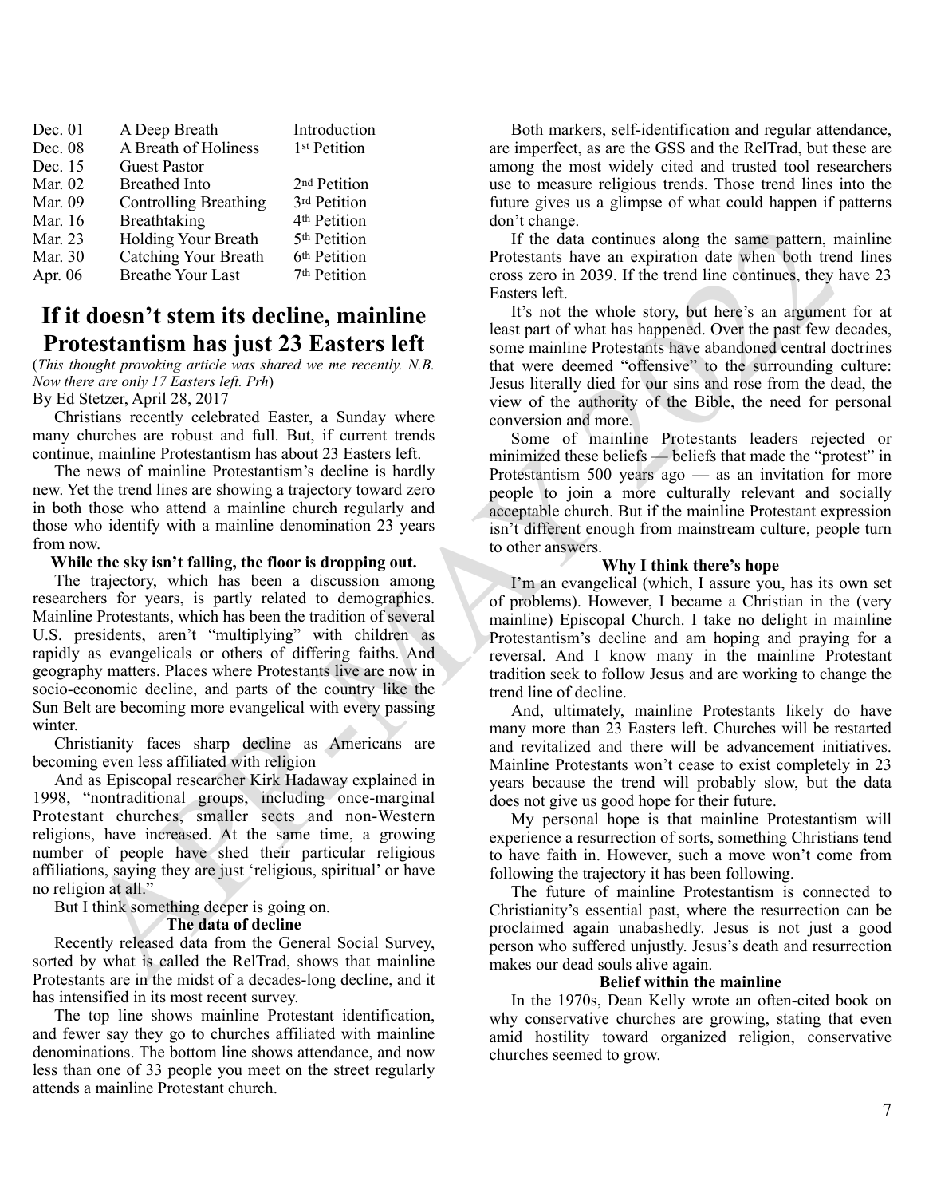| | | |
|---|---|---|
| Dec. 01 | A Deep Breath | Introduction |
| Dec. 08 | A Breath of Holiness | 1st Petition |
| Dec. 15 | Guest Pastor | |
| Mar. 02 | Breathed Into | 2nd Petition |
| Mar. 09 | Controlling Breathing | 3rd Petition |
| Mar. 16 | Breathtaking | 4th Petition |
| Mar. 23 | Holding Your Breath | 5th Petition |
| Mar. 30 | Catching Your Breath | 6th Petition |
| Apr. 06 | Breathe Your Last | 7th Petition |

# If it doesn't stem its decline, mainline Protestantism has just 23 Easters left

(*This thought provoking article was shared we me recently. N.B. Now there are only 17 Easters left. Prh*)

By Ed Stetzer, April 28, 2017

Christians recently celebrated Easter, a Sunday where many churches are robust and full. But, if current trends continue, mainline Protestantism has about 23 Easters left.

The news of mainline Protestantism's decline is hardly new. Yet the trend lines are showing a trajectory toward zero in both those who attend a mainline church regularly and those who identify with a mainline denomination 23 years from now.

**While the sky isn't falling, the floor is dropping out.**

The trajectory, which has been a discussion among researchers for years, is partly related to demographics. Mainline Protestants, which has been the tradition of several U.S. presidents, aren't "multiplying" with children as rapidly as evangelicals or others of differing faiths. And geography matters. Places where Protestants live are now in socio-economic decline, and parts of the country like the Sun Belt are becoming more evangelical with every passing winter.

Christianity faces sharp decline as Americans are becoming even less affiliated with religion

And as Episcopal researcher Kirk Hadaway explained in 1998, "nontraditional groups, including once-marginal Protestant churches, smaller sects and non-Western religions, have increased. At the same time, a growing number of people have shed their particular religious affiliations, saying they are just 'religious, spiritual' or have no religion at all."

But I think something deeper is going on.

**The data of decline**

Recently released data from the General Social Survey, sorted by what is called the RelTrad, shows that mainline Protestants are in the midst of a decades-long decline, and it has intensified in its most recent survey.

The top line shows mainline Protestant identification, and fewer say they go to churches affiliated with mainline denominations. The bottom line shows attendance, and now less than one of 33 people you meet on the street regularly attends a mainline Protestant church.

Both markers, self-identification and regular attendance, are imperfect, as are the GSS and the RelTrad, but these are among the most widely cited and trusted tool researchers use to measure religious trends. Those trend lines into the future gives us a glimpse of what could happen if patterns don't change.

If the data continues along the same pattern, mainline Protestants have an expiration date when both trend lines cross zero in 2039. If the trend line continues, they have 23 Easters left.

It's not the whole story, but here's an argument for at least part of what has happened. Over the past few decades, some mainline Protestants have abandoned central doctrines that were deemed "offensive" to the surrounding culture: Jesus literally died for our sins and rose from the dead, the view of the authority of the Bible, the need for personal conversion and more.

Some of mainline Protestants leaders rejected or minimized these beliefs — beliefs that made the "protest" in Protestantism 500 years ago — as an invitation for more people to join a more culturally relevant and socially acceptable church. But if the mainline Protestant expression isn't different enough from mainstream culture, people turn to other answers.

**Why I think there's hope**

I'm an evangelical (which, I assure you, has its own set of problems). However, I became a Christian in the (very mainline) Episcopal Church. I take no delight in mainline Protestantism's decline and am hoping and praying for a reversal. And I know many in the mainline Protestant tradition seek to follow Jesus and are working to change the trend line of decline.

And, ultimately, mainline Protestants likely do have many more than 23 Easters left. Churches will be restarted and revitalized and there will be advancement initiatives. Mainline Protestants won't cease to exist completely in 23 years because the trend will probably slow, but the data does not give us good hope for their future.

My personal hope is that mainline Protestantism will experience a resurrection of sorts, something Christians tend to have faith in. However, such a move won't come from following the trajectory it has been following.

The future of mainline Protestantism is connected to Christianity's essential past, where the resurrection can be proclaimed again unabashedly. Jesus is not just a good person who suffered unjustly. Jesus's death and resurrection makes our dead souls alive again.

**Belief within the mainline**

In the 1970s, Dean Kelly wrote an often-cited book on why conservative churches are growing, stating that even amid hostility toward organized religion, conservative churches seemed to grow.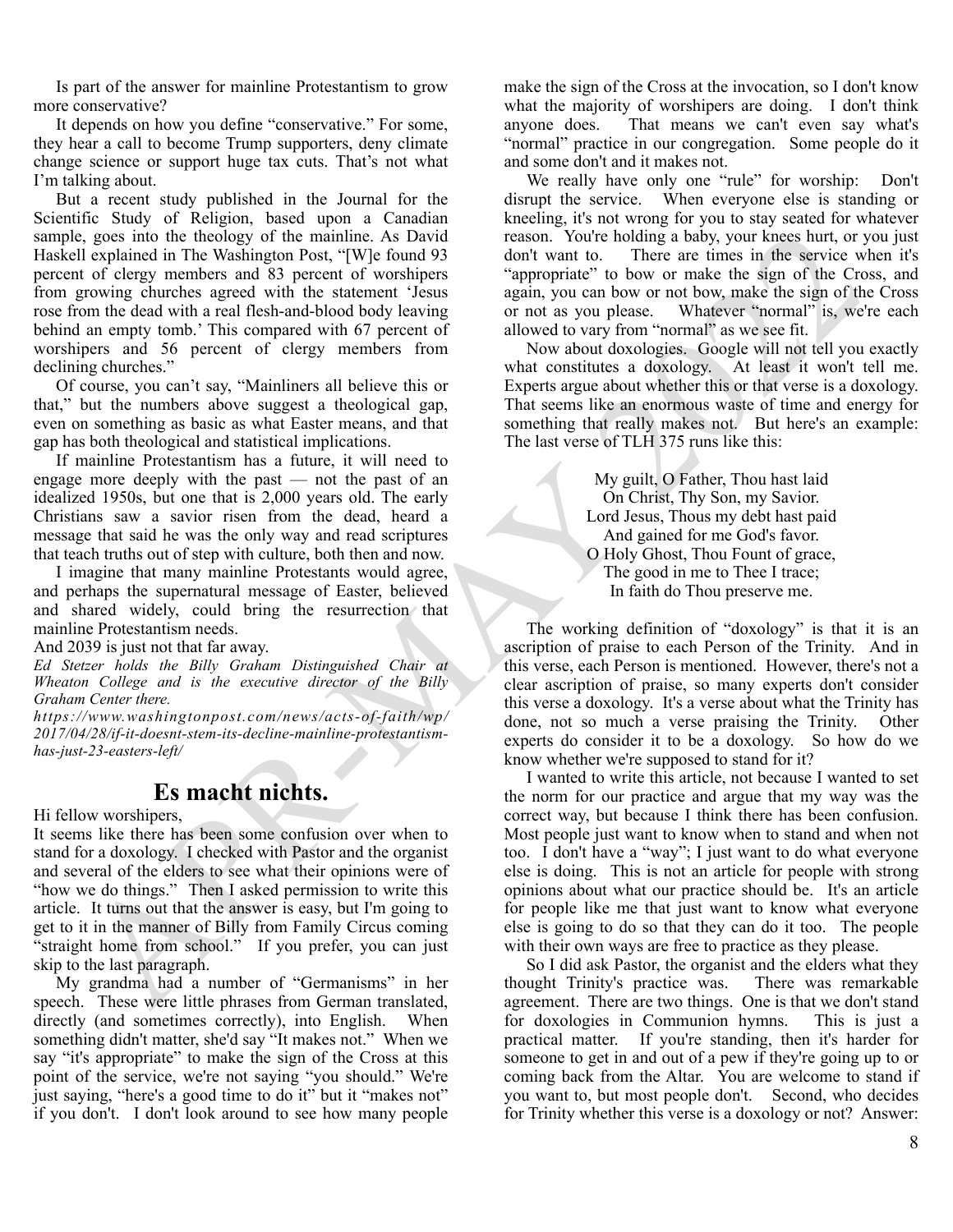Is part of the answer for mainline Protestantism to grow more conservative?

It depends on how you define "conservative." For some, they hear a call to become Trump supporters, deny climate change science or support huge tax cuts. That's not what I'm talking about.

But a recent study published in the Journal for the Scientific Study of Religion, based upon a Canadian sample, goes into the theology of the mainline. As David Haskell explained in The Washington Post, "[W]e found 93 percent of clergy members and 83 percent of worshipers from growing churches agreed with the statement 'Jesus rose from the dead with a real flesh-and-blood body leaving behind an empty tomb.' This compared with 67 percent of worshipers and 56 percent of clergy members from declining churches."

Of course, you can't say, "Mainliners all believe this or that," but the numbers above suggest a theological gap, even on something as basic as what Easter means, and that gap has both theological and statistical implications.

If mainline Protestantism has a future, it will need to engage more deeply with the past — not the past of an idealized 1950s, but one that is 2,000 years old. The early Christians saw a savior risen from the dead, heard a message that said he was the only way and read scriptures that teach truths out of step with culture, both then and now.

I imagine that many mainline Protestants would agree, and perhaps the supernatural message of Easter, believed and shared widely, could bring the resurrection that mainline Protestantism needs.

And 2039 is just not that far away.

*Ed Stetzer holds the Billy Graham Distinguished Chair at Wheaton College and is the executive director of the Billy Graham Center there.*

*https://www.washingtonpost.com/news/acts-of-faith/wp/2017/04/28/if-it-doesnt-stem-its-decline-mainline-protestantism-has-just-23-easters-left/*

## Es macht nichts.

Hi fellow worshipers,

It seems like there has been some confusion over when to stand for a doxology. I checked with Pastor and the organist and several of the elders to see what their opinions were of "how we do things." Then I asked permission to write this article. It turns out that the answer is easy, but I'm going to get to it in the manner of Billy from Family Circus coming "straight home from school." If you prefer, you can just skip to the last paragraph.

My grandma had a number of "Germanisms" in her speech. These were little phrases from German translated, directly (and sometimes correctly), into English. When something didn't matter, she'd say "It makes not." When we say "it's appropriate" to make the sign of the Cross at this point of the service, we're not saying "you should." We're just saying, "here's a good time to do it" but it "makes not" if you don't. I don't look around to see how many people make the sign of the Cross at the invocation, so I don't know what the majority of worshipers are doing. I don't think anyone does. That means we can't even say what's "normal" practice in our congregation. Some people do it and some don't and it makes not.

We really have only one "rule" for worship: Don't disrupt the service. When everyone else is standing or kneeling, it's not wrong for you to stay seated for whatever reason. You're holding a baby, your knees hurt, or you just don't want to. There are times in the service when it's "appropriate" to bow or make the sign of the Cross, and again, you can bow or not bow, make the sign of the Cross or not as you please. Whatever "normal" is, we're each allowed to vary from "normal" as we see fit.

Now about doxologies. Google will not tell you exactly what constitutes a doxology. At least it won't tell me. Experts argue about whether this or that verse is a doxology. That seems like an enormous waste of time and energy for something that really makes not. But here's an example: The last verse of TLH 375 runs like this:

> My guilt, O Father, Thou hast laid
> On Christ, Thy Son, my Savior.
> Lord Jesus, Thous my debt hast paid
> And gained for me God's favor.
> O Holy Ghost, Thou Fount of grace,
> The good in me to Thee I trace;
> In faith do Thou preserve me.

The working definition of "doxology" is that it is an ascription of praise to each Person of the Trinity. And in this verse, each Person is mentioned. However, there's not a clear ascription of praise, so many experts don't consider this verse a doxology. It's a verse about what the Trinity has done, not so much a verse praising the Trinity. Other experts do consider it to be a doxology. So how do we know whether we're supposed to stand for it?

I wanted to write this article, not because I wanted to set the norm for our practice and argue that my way was the correct way, but because I think there has been confusion. Most people just want to know when to stand and when not too. I don't have a "way"; I just want to do what everyone else is doing. This is not an article for people with strong opinions about what our practice should be. It's an article for people like me that just want to know what everyone else is going to do so that they can do it too. The people with their own ways are free to practice as they please.

So I did ask Pastor, the organist and the elders what they thought Trinity's practice was. There was remarkable agreement. There are two things. One is that we don't stand for doxologies in Communion hymns. This is just a practical matter. If you're standing, then it's harder for someone to get in and out of a pew if they're going up to or coming back from the Altar. You are welcome to stand if you want to, but most people don't. Second, who decides for Trinity whether this verse is a doxology or not? Answer: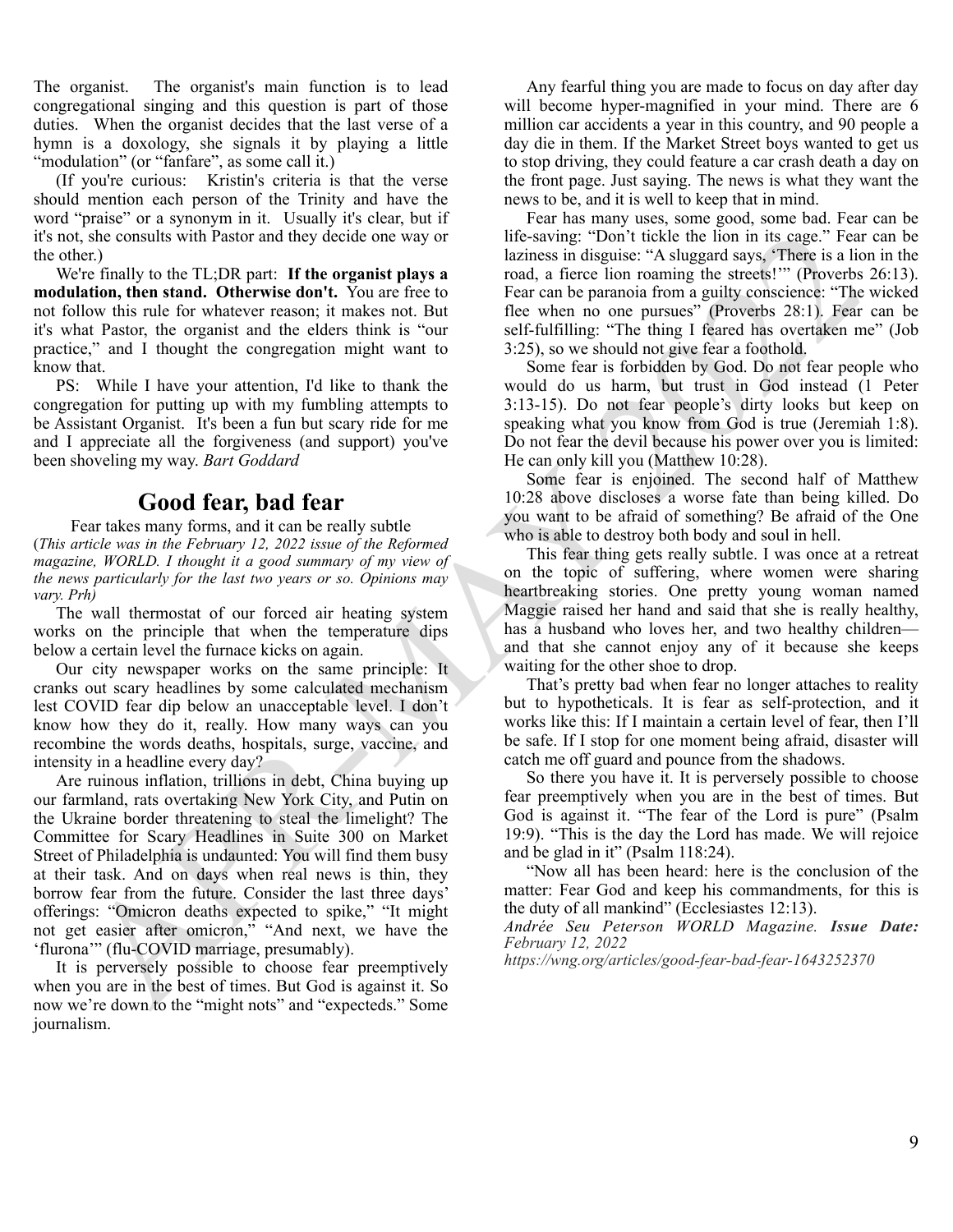The organist. The organist's main function is to lead congregational singing and this question is part of those duties. When the organist decides that the last verse of a hymn is a doxology, she signals it by playing a little "modulation" (or "fanfare", as some call it.)

(If you're curious: Kristin's criteria is that the verse should mention each person of the Trinity and have the word "praise" or a synonym in it. Usually it's clear, but if it's not, she consults with Pastor and they decide one way or the other.)

We're finally to the TL;DR part: **If the organist plays a modulation, then stand. Otherwise don't.** You are free to not follow this rule for whatever reason; it makes not. But it's what Pastor, the organist and the elders think is "our practice," and I thought the congregation might want to know that.

PS: While I have your attention, I'd like to thank the congregation for putting up with my fumbling attempts to be Assistant Organist. It's been a fun but scary ride for me and I appreciate all the forgiveness (and support) you've been shoveling my way. *Bart Goddard*

## Good fear, bad fear

Fear takes many forms, and it can be really subtle

(*This article was in the February 12, 2022 issue of the Reformed magazine, WORLD. I thought it a good summary of my view of the news particularly for the last two years or so. Opinions may vary. Prh)*

The wall thermostat of our forced air heating system works on the principle that when the temperature dips below a certain level the furnace kicks on again.

Our city newspaper works on the same principle: It cranks out scary headlines by some calculated mechanism lest COVID fear dip below an unacceptable level. I don't know how they do it, really. How many ways can you recombine the words deaths, hospitals, surge, vaccine, and intensity in a headline every day?

Are ruinous inflation, trillions in debt, China buying up our farmland, rats overtaking New York City, and Putin on the Ukraine border threatening to steal the limelight? The Committee for Scary Headlines in Suite 300 on Market Street of Philadelphia is undaunted: You will find them busy at their task. And on days when real news is thin, they borrow fear from the future. Consider the last three days' offerings: "Omicron deaths expected to spike," "It might not get easier after omicron," "And next, we have the 'flurona'" (flu-COVID marriage, presumably).

It is perversely possible to choose fear preemptively when you are in the best of times. But God is against it. So now we're down to the "might nots" and "expecteds." Some journalism.

Any fearful thing you are made to focus on day after day will become hyper-magnified in your mind. There are 6 million car accidents a year in this country, and 90 people a day die in them. If the Market Street boys wanted to get us to stop driving, they could feature a car crash death a day on the front page. Just saying. The news is what they want the news to be, and it is well to keep that in mind.

Fear has many uses, some good, some bad. Fear can be life-saving: "Don't tickle the lion in its cage." Fear can be laziness in disguise: "A sluggard says, 'There is a lion in the road, a fierce lion roaming the streets!'" (Proverbs 26:13). Fear can be paranoia from a guilty conscience: "The wicked flee when no one pursues" (Proverbs 28:1). Fear can be self-fulfilling: "The thing I feared has overtaken me" (Job 3:25), so we should not give fear a foothold.

Some fear is forbidden by God. Do not fear people who would do us harm, but trust in God instead (1 Peter 3:13-15). Do not fear people's dirty looks but keep on speaking what you know from God is true (Jeremiah 1:8). Do not fear the devil because his power over you is limited: He can only kill you (Matthew 10:28).

Some fear is enjoined. The second half of Matthew 10:28 above discloses a worse fate than being killed. Do you want to be afraid of something? Be afraid of the One who is able to destroy both body and soul in hell.

This fear thing gets really subtle. I was once at a retreat on the topic of suffering, where women were sharing heartbreaking stories. One pretty young woman named Maggie raised her hand and said that she is really healthy, has a husband who loves her, and two healthy children—and that she cannot enjoy any of it because she keeps waiting for the other shoe to drop.

That's pretty bad when fear no longer attaches to reality but to hypotheticals. It is fear as self-protection, and it works like this: If I maintain a certain level of fear, then I'll be safe. If I stop for one moment being afraid, disaster will catch me off guard and pounce from the shadows.

So there you have it. It is perversely possible to choose fear preemptively when you are in the best of times. But God is against it. "The fear of the Lord is pure" (Psalm 19:9). "This is the day the Lord has made. We will rejoice and be glad in it" (Psalm 118:24).

"Now all has been heard: here is the conclusion of the matter: Fear God and keep his commandments, for this is the duty of all mankind" (Ecclesiastes 12:13).

*Andrée Seu Peterson WORLD Magazine.* ***Issue Date:*** *February 12, 2022*

*https://wng.org/articles/good-fear-bad-fear-1643252370*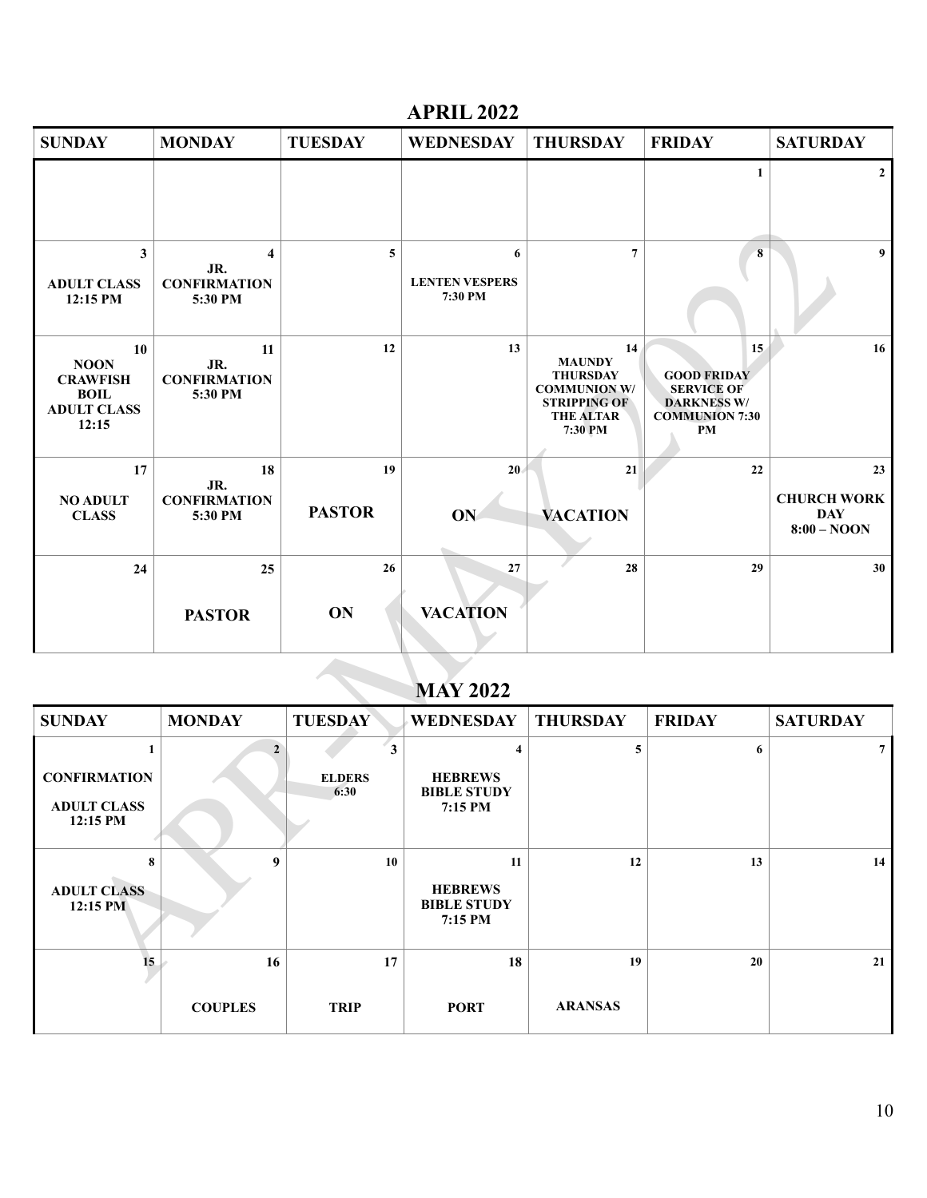## APRIL 2022

| SUNDAY | MONDAY | TUESDAY | WEDNESDAY | THURSDAY | FRIDAY | SATURDAY |
|---|---|---|---|---|---|---|
| | | | | | 1 | 2 |
| 3 ADULT CLASS 12:15 PM | 4 JR. CONFIRMATION 5:30 PM | 5 | 6 LENTEN VESPERS 7:30 PM | 7 | 8 | 9 |
| 10 NOON CRAWFISH BOIL ADULT CLASS 12:15 | 11 JR. CONFIRMATION 5:30 PM | 12 | 13 | 14 MAUNDY THURSDAY COMMUNION W/ STRIPPING OF THE ALTAR 7:30 PM | 15 GOOD FRIDAY SERVICE OF DARKNESS W/ COMMUNION 7:30 PM | 16 |
| 17 NO ADULT CLASS | 18 JR. CONFIRMATION 5:30 PM | 19 PASTOR | 20 ON | 21 VACATION | 22 | 23 CHURCH WORK DAY 8:00 – NOON |
| 24 | 25 PASTOR | 26 ON | 27 VACATION | 28 | 29 | 30 |

## MAY 2022

| SUNDAY | MONDAY | TUESDAY | WEDNESDAY | THURSDAY | FRIDAY | SATURDAY |
|---|---|---|---|---|---|---|
| 1 CONFIRMATION ADULT CLASS 12:15 PM | 2 | 3 ELDERS 6:30 | 4 HEBREWS BIBLE STUDY 7:15 PM | 5 | 6 | 7 |
| 8 ADULT CLASS 12:15 PM | 9 | 10 | 11 HEBREWS BIBLE STUDY 7:15 PM | 12 | 13 | 14 |
| 15 | 16 COUPLES | 17 TRIP | 18 PORT | 19 ARANSAS | 20 | 21 |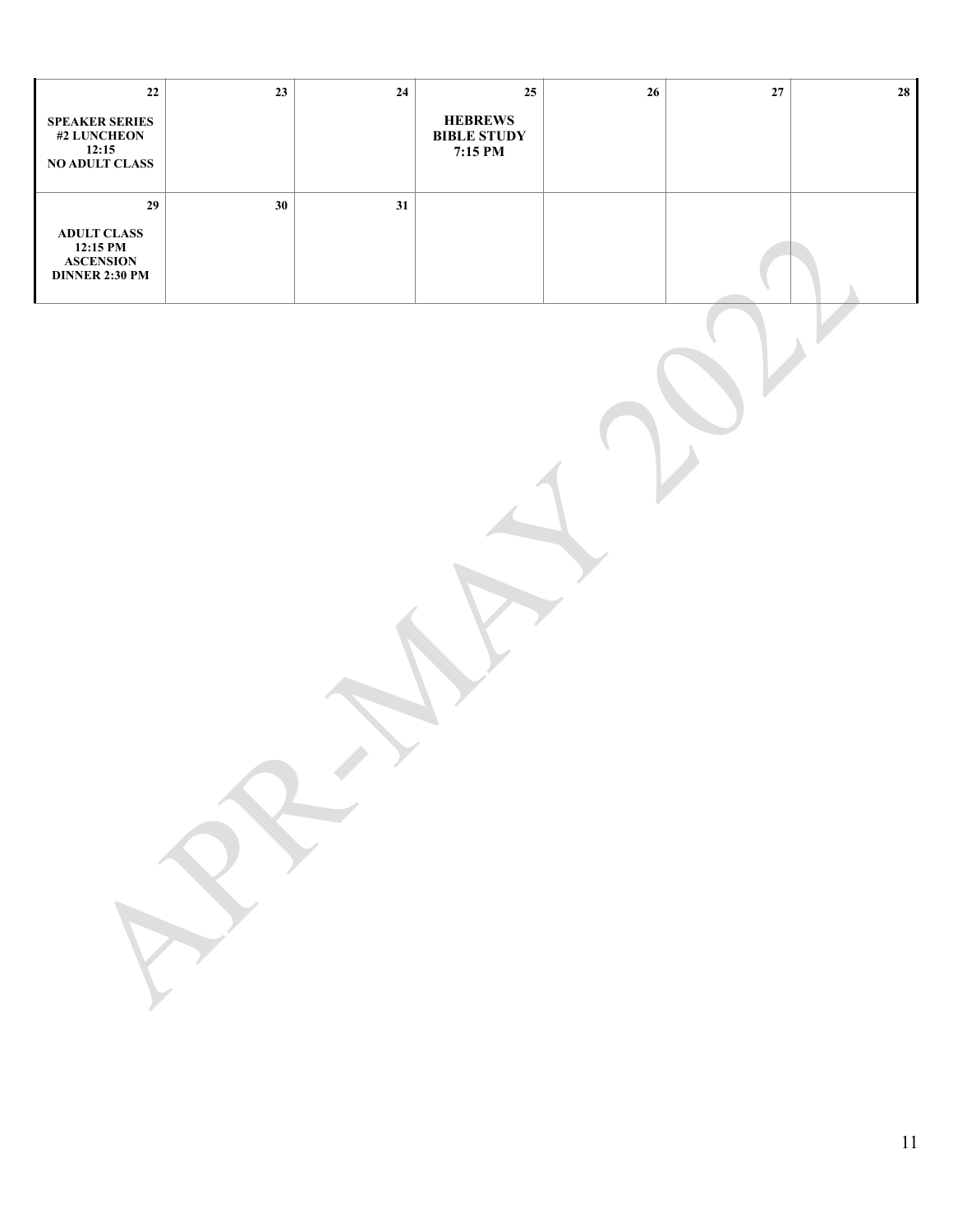| | | | | | | |
|---|---|---|---|---|---|---|
| 22<br><br>**SPEAKER SERIES #2 LUNCHEON 12:15**<br>**NO ADULT CLASS** | 23 | 24 | 25<br><br>**HEBREWS BIBLE STUDY 7:15 PM** | 26 | 27 | 28 |
| 29<br><br>**ADULT CLASS 12:15 PM**<br>**ASCENSION DINNER 2:30 PM** | 30 | 31 | | | | |

APR-MAY 2022